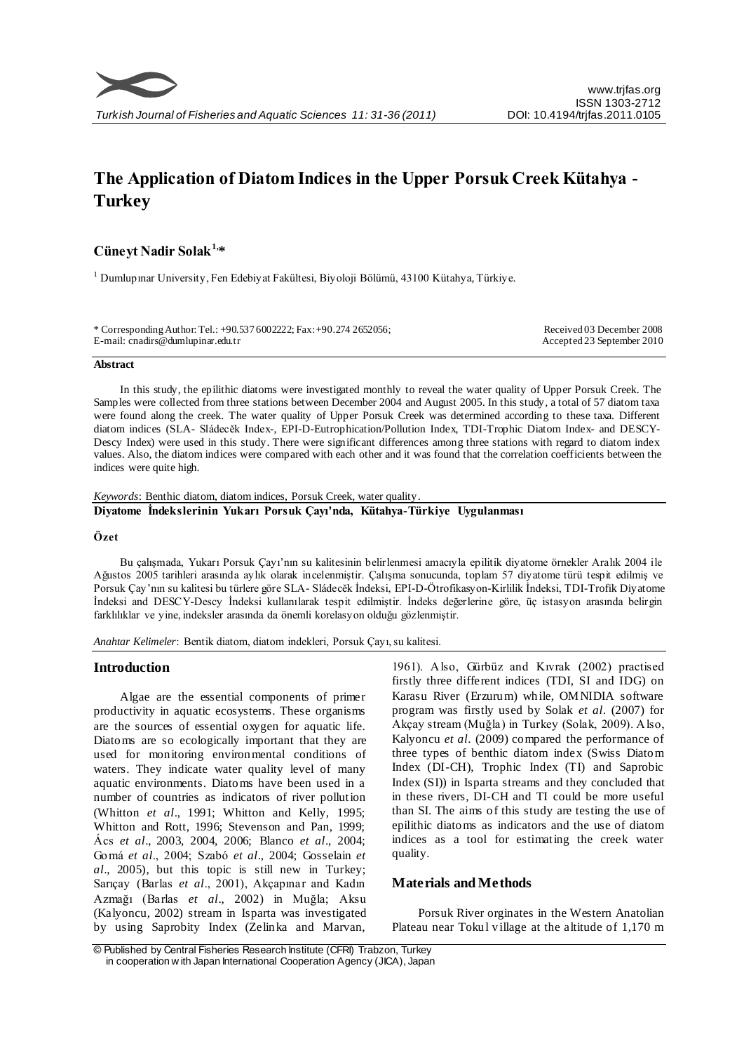# The Application of Diatom Indices in the Upper Porsuk Creek Kütahya - Turkey

## Cüneyt Nadir Solak[1,*]

[1] Dumlupınar University, Fen Edebiyat Fakültesi, Biyoloji Bölümü, 43100 Kütahya, Türkiye.

\* Corresponding Author: Tel.: +90.537 6002222; Fax: +90.274 2652056;
E-mail: cnadirs@dumlupinar.edu.tr

Received 03 December 2008
Accepted 23 September 2010

### Abstract

In this study, the epilithic diatoms were investigated monthly to reveal the water quality of Upper Porsuk Creek. The Samples were collected from three stations between December 2004 and August 2005. In this study, a total of 57 diatom taxa were found along the creek. The water quality of Upper Porsuk Creek was determined according to these taxa. Different diatom indices (SLA- Sládeček Index-, EPI-D-Eutrophication/Pollution Index, TDI-Trophic Diatom Index- and DESCY-Descy Index) were used in this study. There were significant differences among three stations with regard to diatom index values. Also, the diatom indices were compared with each other and it was found that the correlation coefficients between the indices were quite high.

*Keywords*: Benthic diatom, diatom indices, Porsuk Creek, water quality.

**Diyatome İndekslerinin Yukarı Porsuk Çayı'nda, Kütahya-Türkiye Uygulanması**

### Özet

Bu çalışmada, Yukarı Porsuk Çayı'nın su kalitesinin belirlenmesi amacıyla epilitik diyatome örnekler Aralık 2004 ile Ağustos 2005 tarihleri arasında aylık olarak incelenmiştir. Çalışma sonucunda, toplam 57 diyatome türü tespit edilmiş ve Porsuk Çay'nın su kalitesi bu türlere göre SLA- Sládeček İndeksi, EPI-D-Ötrofikasyon-Kirlilik İndeksi, TDI-Trofik Diyatome İndeksi and DESCY-Descy İndeksi kullanılarak tespit edilmiştir. İndeks değerlerine göre, üç istasyon arasında belirgin farklılıklar ve yine, indeksler arasında da önemli korelasyon olduğu gözlenmiştir.

*Anahtar Kelimeler*: Bentik diatom, diatom indekleri, Porsuk Çayı, su kalitesi.

## Introduction

Algae are the essential components of primer productivity in aquatic ecosystems. These organisms are the sources of essential oxygen for aquatic life. Diatoms are so ecologically important that they are used for monitoring environmental conditions of waters. They indicate water quality level of many aquatic environments. Diatoms have been used in a number of countries as indicators of river pollution (Whitton *et al*., 1991; Whitton and Kelly, 1995; Whitton and Rott, 1996; Stevenson and Pan, 1999; Ács *et al*., 2003, 2004, 2006; Blanco *et al*., 2004; Gomá *et al*., 2004; Szabó *et al*., 2004; Gosselain *et al*., 2005), but this topic is still new in Turkey; Sarıçay (Barlas *et al*., 2001), Akçapınar and Kadın Azmağı (Barlas *et al*., 2002) in Muğla; Aksu (Kalyoncu, 2002) stream in Isparta was investigated by using Saprobity Index (Zelinka and Marvan, 1961). Also, Gürbüz and Kıvrak (2002) practised firstly three different indices (TDI, SI and IDG) on Karasu River (Erzurum) while, OMNIDIA software program was firstly used by Solak *et al*. (2007) for Akçay stream (Muğla) in Turkey (Solak, 2009). Also, Kalyoncu *et al*. (2009) compared the performance of three types of benthic diatom index (Swiss Diatom Index (DI-CH), Trophic Index (TI) and Saprobic Index (SI)) in Isparta streams and they concluded that in these rivers, DI-CH and TI could be more useful than SI. The aims of this study are testing the use of epilithic diatoms as indicators and the use of diatom indices as a tool for estimating the creek water quality.

## Materials and Methods

Porsuk River orginates in the Western Anatolian Plateau near Tokul village at the altitude of 1,170 m

© Published by Central Fisheries Research Institute (CFRI) Trabzon, Turkey in cooperation with Japan International Cooperation Agency (JICA), Japan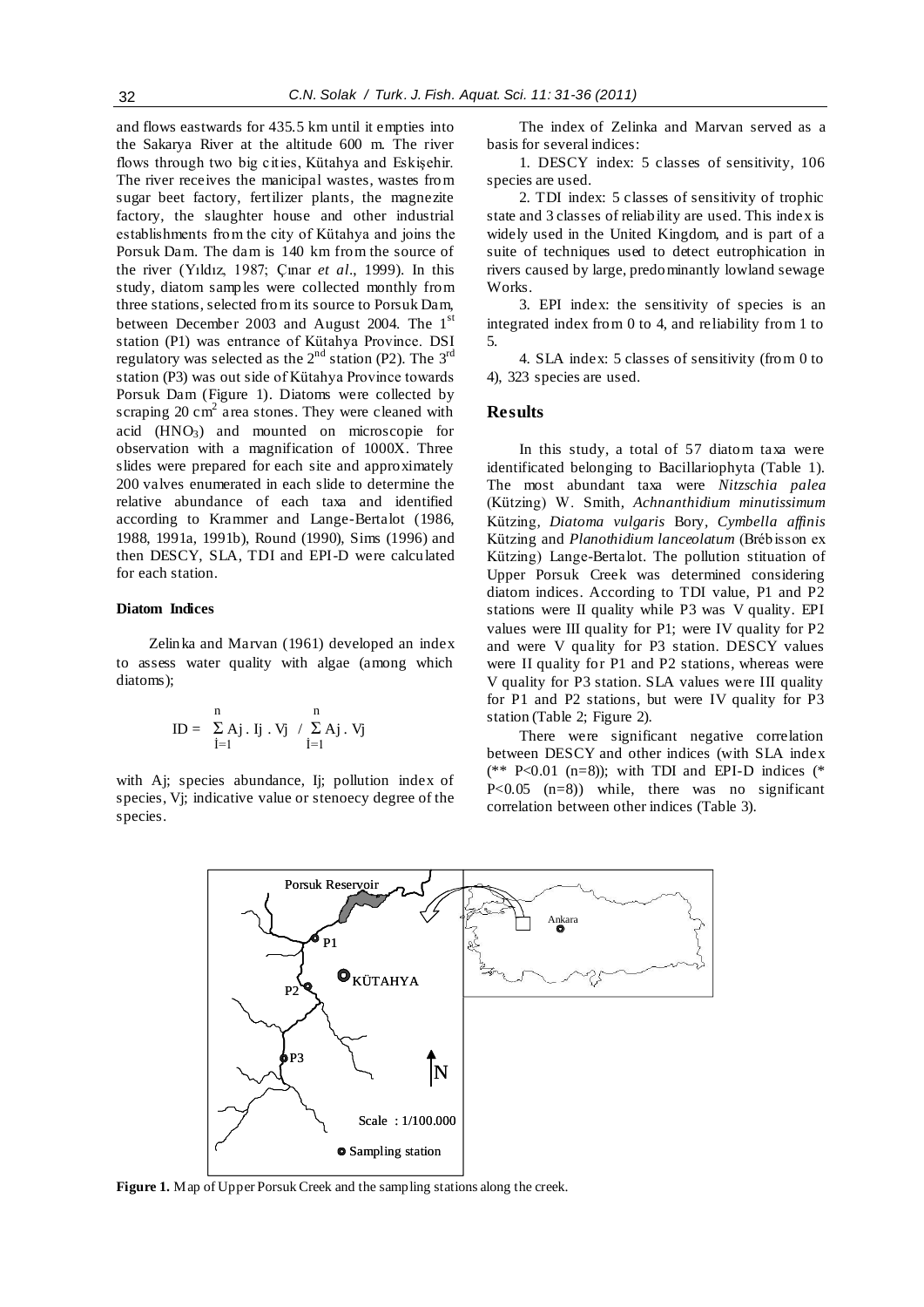and flows eastwards for 435.5 km until it empties into the Sakarya River at the altitude 600 m. The river flows through two big cities, Kütahya and Eskişehir. The river receives the manicipal wastes, wastes from sugar beet factory, fertilizer plants, the magnezite factory, the slaughter house and other industrial establishments from the city of Kütahya and joins the Porsuk Dam. The dam is 140 km from the source of the river (Yıldız, 1987; Çınar *et al*., 1999). In this study, diatom samples were collected monthly from three stations, selected from its source to Porsuk Dam, between December 2003 and August 2004. The 1st station (P1) was entrance of Kütahya Province. DSI regulatory was selected as the 2nd station (P2). The 3rd station (P3) was out side of Kütahya Province towards Porsuk Dam (Figure 1). Diatoms were collected by scraping 20 $cm^2$ area stones. They were cleaned with acid ($HNO_3$) and mounted on microscopie for observation with a magnification of 1000X. Three slides were prepared for each site and approximately 200 valves enumerated in each slide to determine the relative abundance of each taxa and identified according to Krammer and Lange-Bertalot (1986, 1988, 1991a, 1991b), Round (1990), Sims (1996) and then DESCY, SLA, TDI and EPI-D were calculated for each station.

#### Diatom Indices

Zelinka and Marvan (1961) developed an index to assess water quality with algae (among which diatoms);

$$ID = \sum_{i=1}^{n} A_j \cdot I_j \cdot V_j \;/\; \sum_{i=1}^{n} A_j \cdot V_j$$

with Aj; species abundance, Ij; pollution index of species, Vj; indicative value or stenoecy degree of the species.

The index of Zelinka and Marvan served as a basis for several indices:

1. DESCY index: 5 classes of sensitivity, 106 species are used.
2. TDI index: 5 classes of sensitivity of trophic state and 3 classes of reliability are used. This index is widely used in the United Kingdom, and is part of a suite of techniques used to detect eutrophication in rivers caused by large, predominantly lowland sewage Works.
3. EPI index: the sensitivity of species is an integrated index from 0 to 4, and reliability from 1 to 5.
4. SLA index: 5 classes of sensitivity (from 0 to 4), 323 species are used.

## Results

In this study, a total of 57 diatom taxa were identificated belonging to Bacillariophyta (Table 1). The most abundant taxa were *Nitzschia palea* (Kützing) W. Smith, *Achnanthidium minutissimum* Kützing, *Diatoma vulgaris* Bory, *Cymbella affinis* Kützing and *Planothidium lanceolatum* (Brébisson ex Kützing) Lange-Bertalot. The pollution stituation of Upper Porsuk Creek was determined considering diatom indices. According to TDI value, P1 and P2 stations were II quality while P3 was V quality. EPI values were III quality for P1; were IV quality for P2 and were V quality for P3 station. DESCY values were II quality for P1 and P2 stations, whereas were V quality for P3 station. SLA values were III quality for P1 and P2 stations, but were IV quality for P3 station (Table 2; Figure 2).

There were significant negative correlation between DESCY and other indices (with SLA index (** $P<0.01$ ($n=8$)); with TDI and EPI-D indices (* $P<0.05$ ($n=8$)) while, there was no significant correlation between other indices (Table 3).

**Figure 1.** Map of Upper Porsuk Creek and the sampling stations along the creek.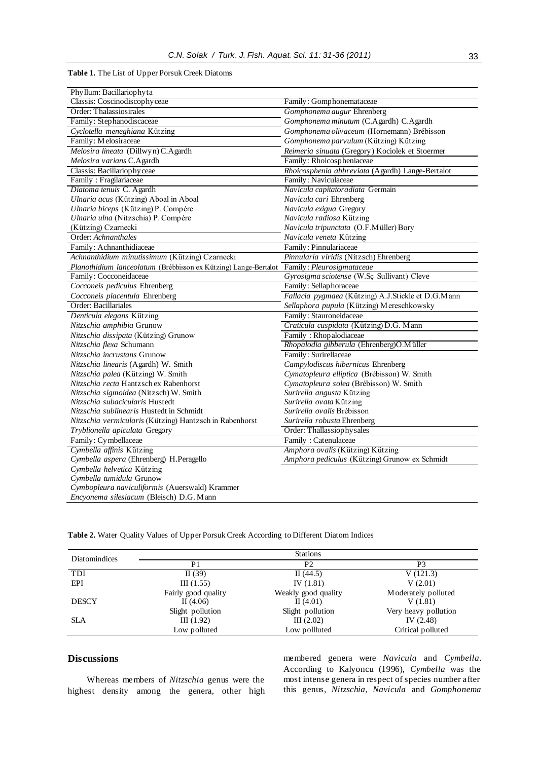**Table 1.** The List of Upper Porsuk Creek Diatoms

| | |
|---|---|
| Phyllum: Bacillariophyta | |
| Classis: Coscinodiscophyceae | Family: Gomphonemataceae |
| Order: Thalassiosirales | *Gomphonema augur* Ehrenberg |
| Family: Stephanodiscaceae | *Gomphonema minutum* (C.Agardh) C.Agardh |
| *Cyclotella meneghiana* Kützing | *Gomphonema olivaceum* (Hornemann) Brébisson |
| Family: Melosiraceae | *Gomphonema parvulum* (Kützing) Kützing |
| *Melosira lineata* (Dillwyn) C.Agardh | *Reimeria sinuata* (Gregory) Kociolek et Stoermer |
| *Melosira varians* C.Agardh | Family: Rhoicospheniaceae |
| Classis: Bacillariophyceae | *Rhoicosphenia abbreviata* (Agardh) Lange-Bertalot |
| Family : Fragilariaceae | Family: Naviculaceae |
| *Diatoma tenuis* C. Agardh | *Navicula capitatoradiata* Germain |
| *Ulnaria acus* (Kützing) Aboal in Aboal | *Navicula cari* Ehrenberg |
| *Ulnaria biceps* (Kützing) P. Compére | *Navicula exigua* Gregory |
| *Ulnaria ulna* (Nitzschia) P. Compére | *Navicula radiosa* Kützing |
| (Kützing) Czarnecki | *Navicula tripunctata* (O.F.Müller) Bory |
| Order: *Achnanthales* | *Navicula veneta* Kützing |
| Family: Achnanthidiaceae | Family: Pinnulariaceae |
| *Achnanthidium minutissimum* (Kützing) Czarnecki | *Pinnularia viridis* (Nitzsch) Ehrenberg |
| *Planothidium lanceolatum* (Brébbisson ex Kützing) Lange-Bertalot | Family: *Pleurosigmataceae* |
| Family: Cocconeidaceae | *Gyrosigma sciotense* (W.Sç Sullivant) Cleve |
| *Cocconeis pediculus* Ehrenberg | Family: Sellaphoraceae |
| *Cocconeis placentula* Ehrenberg | *Fallacia pygmaea* (Kützing) A.J.Stickle et D.G.Mann |
| Order: Bacillariales | *Sellaphora pupula* (Kützing) Mereschkowsky |
| *Denticula elegans* Kützing | Family: Stauroneidaceae |
| *Nitzschia amphibia* Grunow | *Craticula cuspidata* (Kützing) D.G. Mann |
| *Nitzschia dissipata* (Kützing) Grunow | Family : Rhopalodiaceae |
| *Nitzschia flexa* Schumann | *Rhopalodia gibberula* (Ehrenberg)O.Müller |
| *Nitzschia incrustans* Grunow | Family: Surirellaceae |
| *Nitzschia linearis* (Agardh) W. Smith | *Campylodiscus hibernicus* Ehrenberg |
| *Nitzschia palea* (Kützing) W. Smith | *Cymatopleura elliptica* (Brébisson) W. Smith |
| *Nitzschia recta* Hantzsch ex Rabenhorst | *Cymatopleura solea* (Brébisson) W. Smith |
| *Nitzschia sigmoidea* (Nitzsch) W. Smith | *Surirella angusta* Kützing |
| *Nitzschia subacicularis* Hustedt | *Surirella ovata* Kützing |
| *Nitzschia sublinearis* Hustedt in Schmidt | *Surirella ovalis* Brébisson |
| *Nitzschia vermicularis* (Kützing) Hantzsch in Rabenhorst | *Surirella robusta* Ehrenberg |
| *Tryblionella apiculata* Gregory | Order: Thallassiophysales |
| Family: Cymbellaceae | Family : Catenulaceae |
| *Cymbella affinis* Kützing | *Amphora ovalis* (Kützing) Kützing |
| *Cymbella aspera* (Ehrenberg) H.Peragello | *Amphora pediculus* (Kützing) Grunow ex Schmidt |
| *Cymbella helvetica* Kützing | |
| *Cymbella tumidula* Grunow | |
| *Cymbopleura naviculiformis* (Auerswald) Krammer | |
| *Encyonema silesiacum* (Bleisch) D.G. Mann | |

**Table 2.** Water Quality Values of Upper Porsuk Creek According to Different Diatom Indices

| Diatomindices | Stations | | |
|---|---|---|---|
| | P1 | P2 | P3 |
| TDI | II (39) | II (44.5) | V (121.3) |
| EPI | III (1.55) | IV (1.81) | V (2.01) |
| | Fairly good quality | Weakly good quality | Moderately polluted |
| DESCY | II (4.06) | II (4.01) | V (1.81) |
| | Slight pollution | Slight pollution | Very heavy pollution |
| SLA | III (1.92) | III (2.02) | IV (2.48) |
| | Low polluted | Low pollluted | Critical polluted |

## Discussions

Whereas members of *Nitzschia* genus were the highest density among the genera, other high membered genera were *Navicula* and *Cymbella*. According to Kalyoncu (1996), *Cymbella* was the most intense genera in respect of species number after this genus, *Nitzschia, Navicula* and *Gomphonema*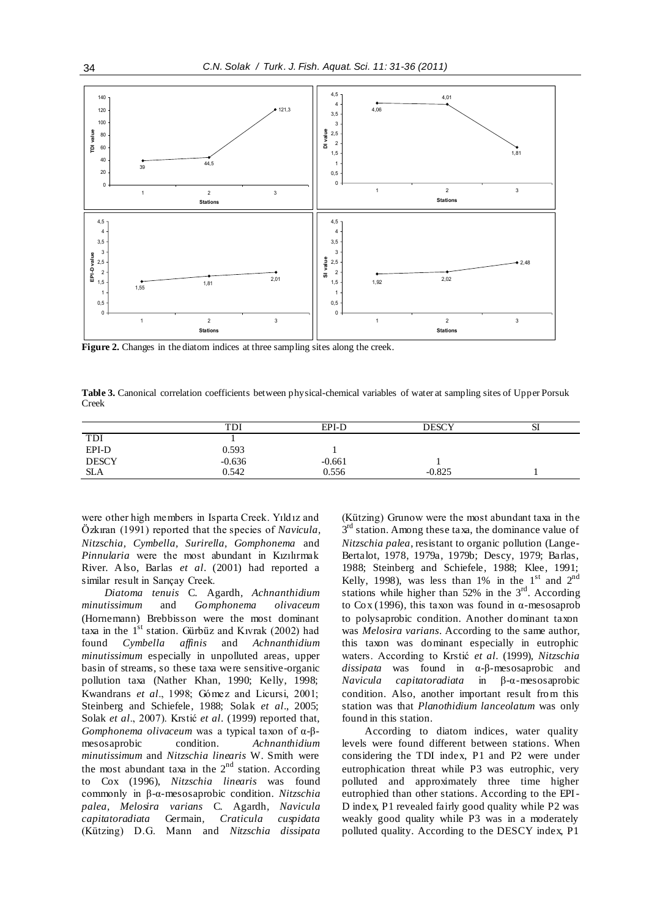Figure 2. Changes in the diatom indices at three sampling sites along the creek.

**Table 3.** Canonical correlation coefficients between physical-chemical variables of water at sampling sites of Upper Porsuk Creek

| | TDI | EPI-D | DESCY | SI |
|---|---|---|---|---|
| TDI | 1 | | | |
| EPI-D | 0.593 | 1 | | |
| DESCY | -0.636 | -0.661 | 1 | |
| SLA | 0.542 | 0.556 | -0.825 | 1 |

were other high members in Isparta Creek. Yıldız and Özkıran (1991) reported that the species of *Navicula*, *Nitzschia*, *Cymbella*, *Surirella*, *Gomphonema* and *Pinnularia* were the most abundant in Kızılırmak River. Also, Barlas *et al*. (2001) had reported a similar result in Sarıçay Creek.

*Diatoma tenuis* C. Agardh, *Achnanthidium minutissimum* and *Gomphonema olivaceum* (Hornemann) Brebbisson were the most dominant taxa in the 1st station. Gürbüz and Kıvrak (2002) had found *Cymbella affinis* and *Achnanthidium minutissimum* especially in unpolluted areas, upper basin of streams, so these taxa were sensitive-organic pollution taxa (Nather Khan, 1990; Kelly, 1998; Kwandrans *et al*., 1998; Gómez and Licursi, 2001; Steinberg and Schiefele, 1988; Solak *et al*., 2005; Solak *et al*., 2007). Krstić *et al*. (1999) reported that, *Gomphonema olivaceum* was a typical taxon of α-β-mesosaprobic condition. *Achnanthidium minutissimum* and *Nitzschia linearis* W. Smith were the most abundant taxa in the 2nd station. According to Cox (1996), *Nitzschia linearis* was found commonly in β-α-mesosaprobic condition. *Nitzschia palea*, *Melosira varians* C. Agardh, *Navicula capitatoradiata* Germain, *Craticula cuspidata* (Kützing) D.G. Mann and *Nitzschia dissipata* (Kützing) Grunow were the most abundant taxa in the 3rd station. Among these taxa, the dominance value of *Nitzschia palea*, resistant to organic pollution (Lange-Bertalot, 1978, 1979a, 1979b; Descy, 1979; Barlas, 1988; Steinberg and Schiefele, 1988; Klee, 1991; Kelly, 1998), was less than 1% in the 1st and 2nd stations while higher than 52% in the 3rd. According to Cox (1996), this taxon was found in α-mesosaprob to polysaprobic condition. Another dominant taxon was *Melosira varians*. According to the same author, this taxon was dominant especially in eutrophic waters. According to Krstić *et al*. (1999), *Nitzschia dissipata* was found in α-β-mesosaprobic and *Navicula capitatoradiata* in β-α-mesosaprobic condition. Also, another important result from this station was that *Planothidium lanceolatum* was only found in this station.

According to diatom indices, water quality levels were found different between stations. When considering the TDI index, P1 and P2 were under eutrophication threat while P3 was eutrophic, very polluted and approximately three time higher eutrophied than other stations. According to the EPI-D index, P1 revealed fairly good quality while P2 was weakly good quality while P3 was in a moderately polluted quality. According to the DESCY index, P1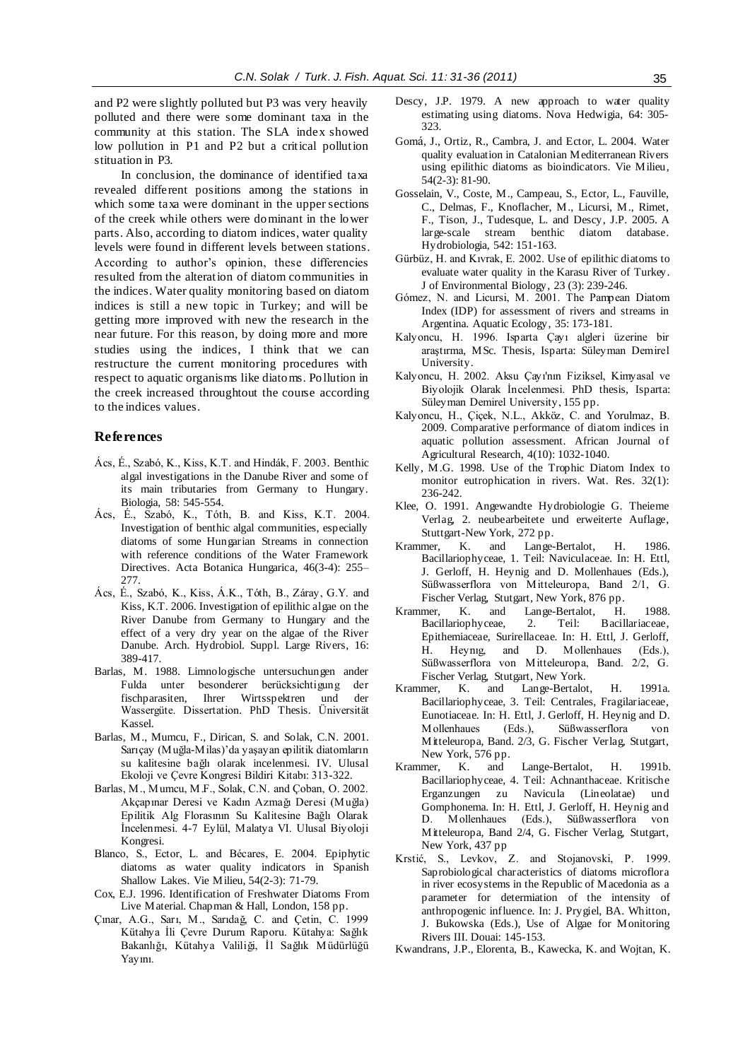and P2 were slightly polluted but P3 was very heavily polluted and there were some dominant taxa in the community at this station. The SLA index showed low pollution in P1 and P2 but a critical pollution stituation in P3.

In conclusion, the dominance of identified taxa revealed different positions among the stations in which some taxa were dominant in the upper sections of the creek while others were dominant in the lower parts. Also, according to diatom indices, water quality levels were found in different levels between stations. According to author's opinion, these differencies resulted from the alteration of diatom communities in the indices. Water quality monitoring based on diatom indices is still a new topic in Turkey; and will be getting more improved with new the research in the near future. For this reason, by doing more and more studies using the indices, I think that we can restructure the current monitoring procedures with respect to aquatic organisms like diatoms. Pollution in the creek increased throughtout the course according to the indices values.

## References

- Ács, É., Szabó, K., Kiss, K.T. and Hindák, F. 2003. Benthic algal investigations in the Danube River and some of its main tributaries from Germany to Hungary. Biologia, 58: 545-554.
- Ács, É., Szabó, K., Tóth, B. and Kiss, K.T. 2004. Investigation of benthic algal communities, especially diatoms of some Hungarian Streams in connection with reference conditions of the Water Framework Directives. Acta Botanica Hungarica, 46(3-4): 255–277.
- Ács, É., Szabó, K., Kiss, Á.K., Tóth, B., Záray, G.Y. and Kiss, K.T. 2006. Investigation of epilithic algae on the River Danube from Germany to Hungary and the effect of a very dry year on the algae of the River Danube. Arch. Hydrobiol. Suppl. Large Rivers, 16: 389-417.
- Barlas, M. 1988. Limnologische untersuchungen ander Fulda unter besonderer berücksichtigung der fischparasiten, Ihrer Wirtsspektren und der Wassergüte. Dissertation. PhD Thesis. Üniversität Kassel.
- Barlas, M., Mumcu, F., Dirican, S. and Solak, C.N. 2001. Sarıçay (Muğla-Milas)'da yaşayan epilitik diatomların su kalitesine bağlı olarak incelenmesi. IV. Ulusal Ekoloji ve Çevre Kongresi Bildiri Kitabı: 313-322.
- Barlas, M., Mumcu, M.F., Solak, C.N. and Çoban, O. 2002. Akçapınar Deresi ve Kadın Azmağı Deresi (Muğla) Epilitik Alg Florasının Su Kalitesine Bağlı Olarak İncelenmesi. 4-7 Eylül, Malatya VI. Ulusal Biyoloji Kongresi.
- Blanco, S., Ector, L. and Bécares, E. 2004. Epiphytic diatoms as water quality indicators in Spanish Shallow Lakes. Vie Milieu, 54(2-3): 71-79.
- Cox, E.J. 1996. Identification of Freshwater Diatoms From Live Material. Chapman & Hall, London, 158 pp.
- Çınar, A.G., Sarı, M., Sarıdağ, C. and Çetin, C. 1999 Kütahya İli Çevre Durum Raporu. Kütahya: Sağlık Bakanlığı, Kütahya Valiliği, İl Sağlık Müdürlüğü Yayını.
- Descy, J.P. 1979. A new approach to water quality estimating using diatoms. Nova Hedwigia, 64: 305-323.
- Gomá, J., Ortiz, R., Cambra, J. and Ector, L. 2004. Water quality evaluation in Catalonian Mediterranean Rivers using epilithic diatoms as bioindicators. Vie Milieu, 54(2-3): 81-90.
- Gosselain, V., Coste, M., Campeau, S., Ector, L., Fauville, C., Delmas, F., Knoflacher, M., Licursi, M., Rimet, F., Tison, J., Tudesque, L. and Descy, J.P. 2005. A large-scale stream benthic diatom database. Hydrobiologia, 542: 151-163.
- Gürbüz, H. and Kıvrak, E. 2002. Use of epilithic diatoms to evaluate water quality in the Karasu River of Turkey. J of Environmental Biology, 23 (3): 239-246.
- Gómez, N. and Licursi, M. 2001. The Pampean Diatom Index (IDP) for assessment of rivers and streams in Argentina. Aquatic Ecology, 35: 173-181.
- Kalyoncu, H. 1996. Isparta Çayı algleri üzerine bir araştırma, MSc. Thesis, Isparta: Süleyman Demirel University.
- Kalyoncu, H. 2002. Aksu Çayı'nın Fiziksel, Kimyasal ve Biyolojik Olarak İncelenmesi. PhD thesis, Isparta: Süleyman Demirel University, 155 pp.
- Kalyoncu, H., Çiçek, N.L., Akköz, C. and Yorulmaz, B. 2009. Comparative performance of diatom indices in aquatic pollution assessment. African Journal of Agricultural Research, 4(10): 1032-1040.
- Kelly, M.G. 1998. Use of the Trophic Diatom Index to monitor eutrophication in rivers. Wat. Res. 32(1): 236-242.
- Klee, O. 1991. Angewandte Hydrobiologie G. Theieme Verlag, 2. neubearbeitete und erweiterte Auflage, Stuttgart-New York, 272 pp.
- Krammer, K. and Lange-Bertalot, H. 1986. Bacillariophyceae, 1. Teil: Naviculaceae. In: H. Ettl, J. Gerloff, H. Heynig and D. Mollenhaues (Eds.), Süßwasserflora von Mitteleuropa, Band 2/1, G. Fischer Verlag, Stutgart, New York, 876 pp.
- Krammer, K. and Lange-Bertalot, H. 1988. Bacillariophyceae, 2. Teil: Bacillariaceae, Epithemiaceae, Surirellaceae. In: H. Ettl, J. Gerloff, H. Heynıg, and D. Mollenhaues (Eds.), Süßwasserflora von Mitteleuropa, Band. 2/2, G. Fischer Verlag, Stutgart, New York.
- Krammer, K. and Lange-Bertalot, H. 1991a. Bacillariophyceae, 3. Teil: Centrales, Fragilariaceae, Eunotiaceae. In: H. Ettl, J. Gerloff, H. Heynig and D. Mollenhaues (Eds.), Süßwasserflora von Mitteleuropa, Band. 2/3, G. Fischer Verlag, Stutgart, New York, 576 pp.
- Krammer, K. and Lange-Bertalot, H. 1991b. Bacillariophyceae, 4. Teil: Achnanthaceae. Kritische Erganzungen zu Navicula (Lineolatae) und Gomphonema. In: H. Ettl, J. Gerloff, H. Heynig and D. Mollenhaues (Eds.), Süßwasserflora von Mitteleuropa, Band 2/4, G. Fischer Verlag, Stutgart, New York, 437 pp
- Krstić, S., Levkov, Z. and Stojanovski, P. 1999. Saprobiological characteristics of diatoms microflora in river ecosystems in the Republic of Macedonia as a parameter for determiation of the intensity of anthropogenic influence. In: J. Prygiel, BA. Whitton, J. Bukowska (Eds.), Use of Algae for Monitoring Rivers III. Douai: 145-153.
- Kwandrans, J.P., Elorenta, B., Kawecka, K. and Wojtan, K.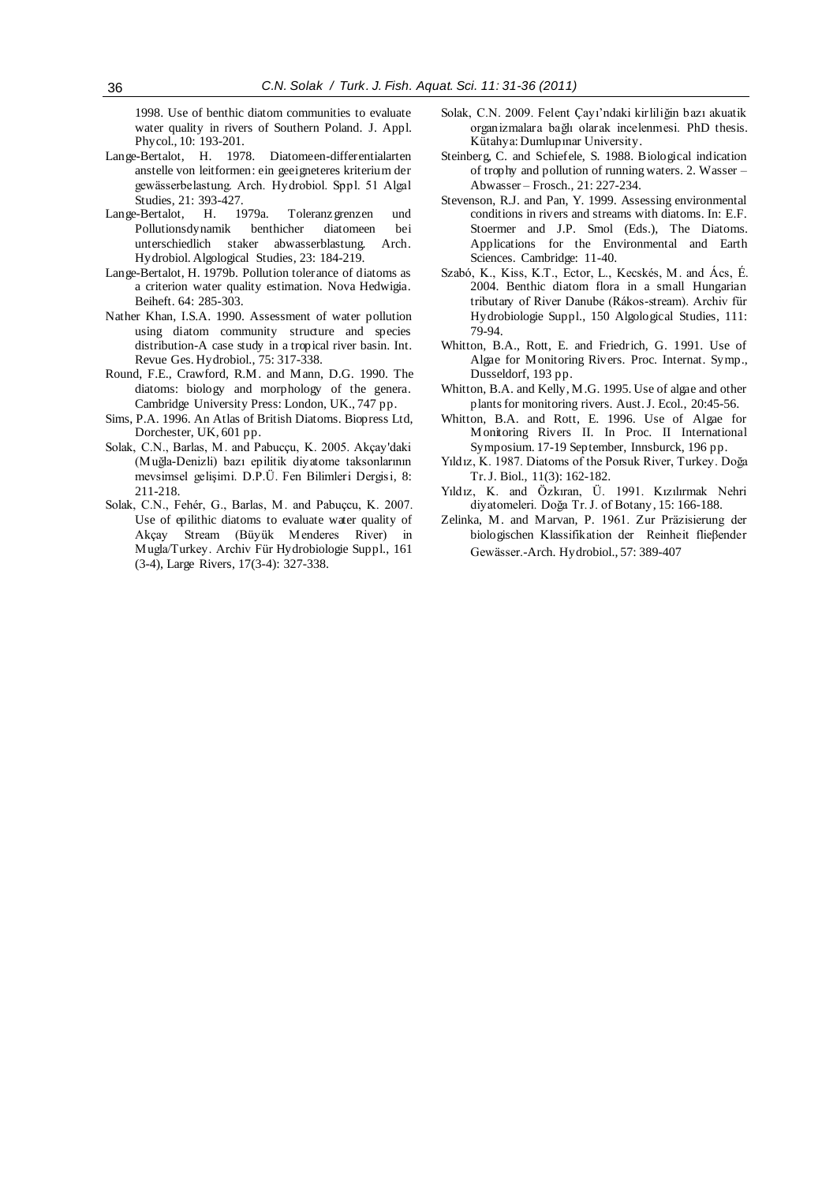1998. Use of benthic diatom communities to evaluate water quality in rivers of Southern Poland. J. Appl. Phycol., 10: 193-201.

Lange-Bertalot, H. 1978. Diatomeen-differentialarten anstelle von leitformen: ein geeigneteres kriterium der gewässerbelastung. Arch. Hydrobiol. Sppl. 51 Algal Studies, 21: 393-427.

Lange-Bertalot, H. 1979a. Toleranzgrenzen und Pollutionsdynamik benthicher diatomeen bei unterschiedlich staker abwasserblastung. Arch. Hydrobiol. Algological Studies, 23: 184-219.

Lange-Bertalot, H. 1979b. Pollution tolerance of diatoms as a criterion water quality estimation. Nova Hedwigia. Beiheft. 64: 285-303.

Nather Khan, I.S.A. 1990. Assessment of water pollution using diatom community structure and species distribution-A case study in a tropical river basin. Int. Revue Ges. Hydrobiol., 75: 317-338.

Round, F.E., Crawford, R.M. and Mann, D.G. 1990. The diatoms: biology and morphology of the genera. Cambridge University Press: London, UK., 747 pp.

Sims, P.A. 1996. An Atlas of British Diatoms. Biopress Ltd, Dorchester, UK, 601 pp.

Solak, C.N., Barlas, M. and Pabucçu, K. 2005. Akçay'daki (Muğla-Denizli) bazı epilitik diyatome taksonlarının mevsimsel gelişimi. D.P.Ü. Fen Bilimleri Dergisi, 8: 211-218.

Solak, C.N., Fehér, G., Barlas, M. and Pabuçcu, K. 2007. Use of epilithic diatoms to evaluate water quality of Akçay Stream (Büyük Menderes River) in Mugla/Turkey. Archiv Für Hydrobiologie Suppl., 161 (3-4), Large Rivers, 17(3-4): 327-338.

Solak, C.N. 2009. Felent Çayı'ndaki kirliliğin bazı akuatik organizmalara bağlı olarak incelenmesi. PhD thesis. Kütahya: Dumlupınar University.

Steinberg, C. and Schiefele, S. 1988. Biological indication of trophy and pollution of running waters. 2. Wasser – Abwasser – Frosch., 21: 227-234.

Stevenson, R.J. and Pan, Y. 1999. Assessing environmental conditions in rivers and streams with diatoms. In: E.F. Stoermer and J.P. Smol (Eds.), The Diatoms. Applications for the Environmental and Earth Sciences. Cambridge: 11-40.

Szabó, K., Kiss, K.T., Ector, L., Kecskés, M. and Ács, É. 2004. Benthic diatom flora in a small Hungarian tributary of River Danube (Rákos-stream). Archiv für Hydrobiologie Suppl., 150 Algological Studies, 111: 79-94.

Whitton, B.A., Rott, E. and Friedrich, G. 1991. Use of Algae for Monitoring Rivers. Proc. Internat. Symp., Dusseldorf, 193 pp.

Whitton, B.A. and Kelly, M.G. 1995. Use of algae and other plants for monitoring rivers. Aust. J. Ecol., 20:45-56.

Whitton, B.A. and Rott, E. 1996. Use of Algae for Monitoring Rivers II. In Proc. II International Symposium. 17-19 September, Innsburck, 196 pp.

Yıldız, K. 1987. Diatoms of the Porsuk River, Turkey. Doğa Tr. J. Biol., 11(3): 162-182.

Yıldız, K. and Özkıran, Ü. 1991. Kızılırmak Nehri diyatomeleri. Doğa Tr. J. of Botany, 15: 166-188.

Zelinka, M. and Marvan, P. 1961. Zur Präzisierung der biologischen Klassifikation der Reinheit flieβender Gewässer.-Arch. Hydrobiol., 57: 389-407